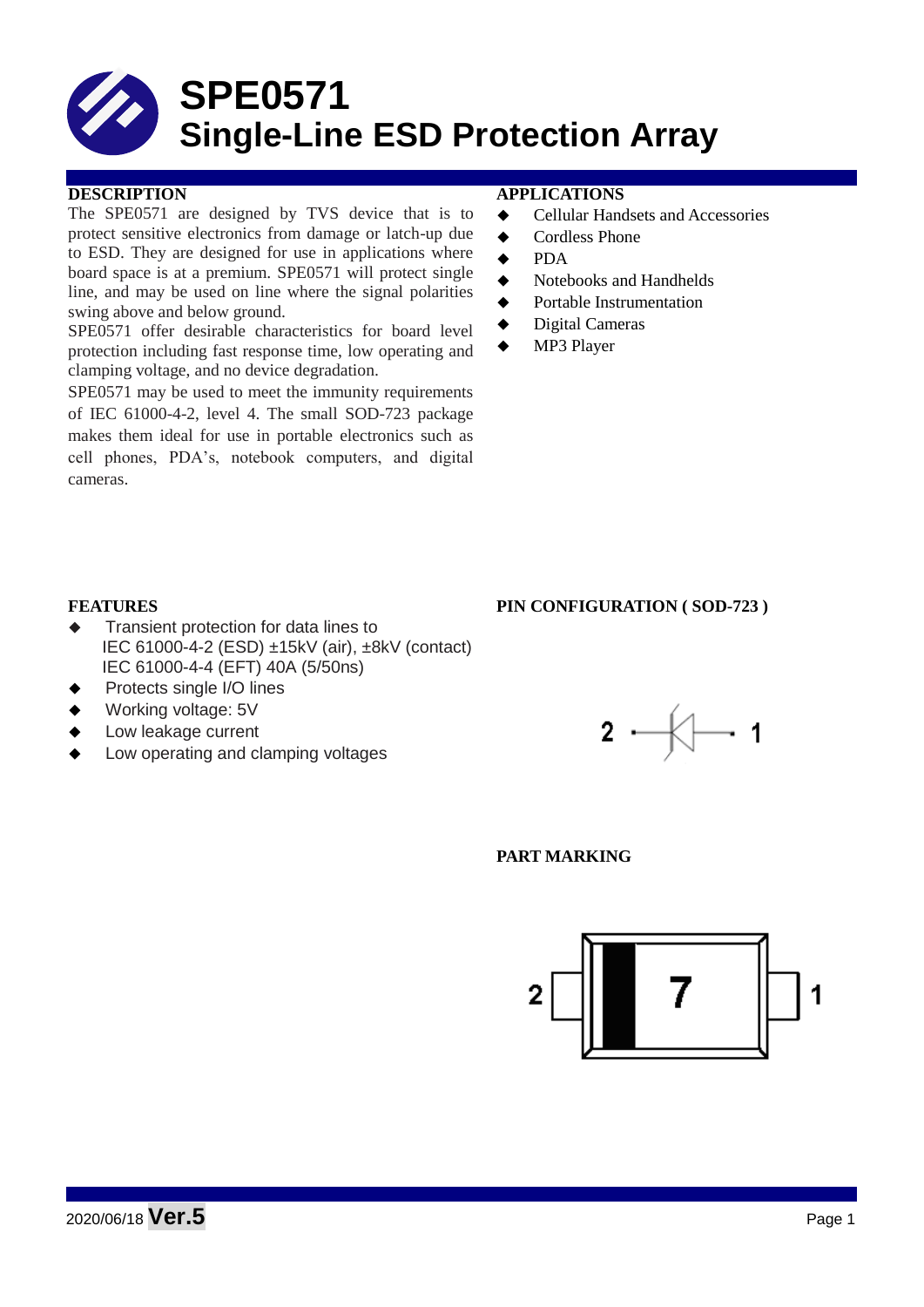# SPE0571
# Single-Line ESD Protection Array

## DESCRIPTION

The SPE0571 are designed by TVS device that is to protect sensitive electronics from damage or latch-up due to ESD. They are designed for use in applications where board space is at a premium. SPE0571 will protect single line, and may be used on line where the signal polarities swing above and below ground.

SPE0571 offer desirable characteristics for board level protection including fast response time, low operating and clamping voltage, and no device degradation.

SPE0571 may be used to meet the immunity requirements of IEC 61000-4-2, level 4. The small SOD-723 package makes them ideal for use in portable electronics such as cell phones, PDA's, notebook computers, and digital cameras.

## APPLICATIONS

- Cellular Handsets and Accessories
- Cordless Phone
- PDA
- Notebooks and Handhelds
- Portable Instrumentation
- Digital Cameras
- MP3 Player

## FEATURES

- Transient protection for data lines to
  IEC 61000-4-2 (ESD) ±15kV (air), ±8kV (contact)
  IEC 61000-4-4 (EFT) 40A (5/50ns)
- Protects single I/O lines
- Working voltage: 5V
- Low leakage current
- Low operating and clamping voltages

## PIN CONFIGURATION ( SOD-723 )

2 — 1

## PART MARKING

2 | 7 | 1

2020/06/18 **Ver.5**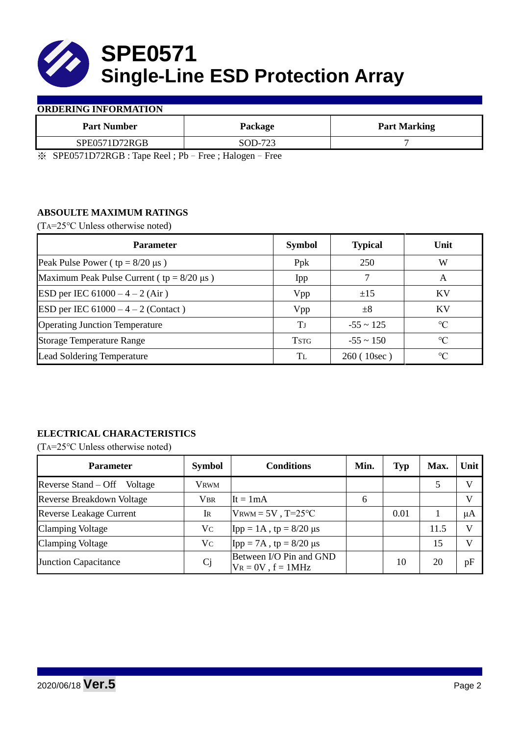# SPE0571
# Single-Line ESD Protection Array

**ORDERING INFORMATION**

| Part Number | Package | Part Marking |
|---|---|---|
| SPE0571D72RGB | SOD-723 | 7 |

※ SPE0571D72RGB : Tape Reel ; Pb – Free ; Halogen – Free

**ABSOULTE MAXIMUM RATINGS**

($T_A$=25℃ Unless otherwise noted)

| Parameter | Symbol | Typical | Unit |
|---|---|---|---|
| Peak Pulse Power ( tp = 8/20 μs ) | Ppk | 250 | W |
| Maximum Peak Pulse Current ( tp = 8/20 μs ) | Ipp | 7 | A |
| ESD per IEC 61000 – 4 – 2 (Air ) | Vpp | ±15 | KV |
| ESD per IEC 61000 – 4 – 2 (Contact ) | Vpp | ±8 | KV |
| Operating Junction Temperature | $T_J$ | -55 ~ 125 | ℃ |
| Storage Temperature Range | $T_{STG}$ | -55 ~ 150 | ℃ |
| Lead Soldering Temperature | $T_L$ | 260 ( 10sec ) | ℃ |

**ELECTRICAL CHARACTERISTICS**

($T_A$=25℃ Unless otherwise noted)

| Parameter | Symbol | Conditions | Min. | Typ | Max. | Unit |
|---|---|---|---|---|---|---|
| Reverse Stand – Off Voltage | $V_{RWM}$ | | | | 5 | V |
| Reverse Breakdown Voltage | $V_{BR}$ | It = 1mA | 6 | | | V |
| Reverse Leakage Current | $I_R$ | $V_{RWM}$ = 5V , T=25℃ | | 0.01 | 1 | μA |
| Clamping Voltage | $V_C$ | Ipp = 1A , tp = 8/20 μs | | | 11.5 | V |
| Clamping Voltage | $V_C$ | Ipp = 7A , tp = 8/20 μs | | | 15 | V |
| Junction Capacitance | Cj | Between I/O Pin and GND $V_R$ = 0V , f = 1MHz | | 10 | 20 | pF |

2020/06/18 **Ver.5**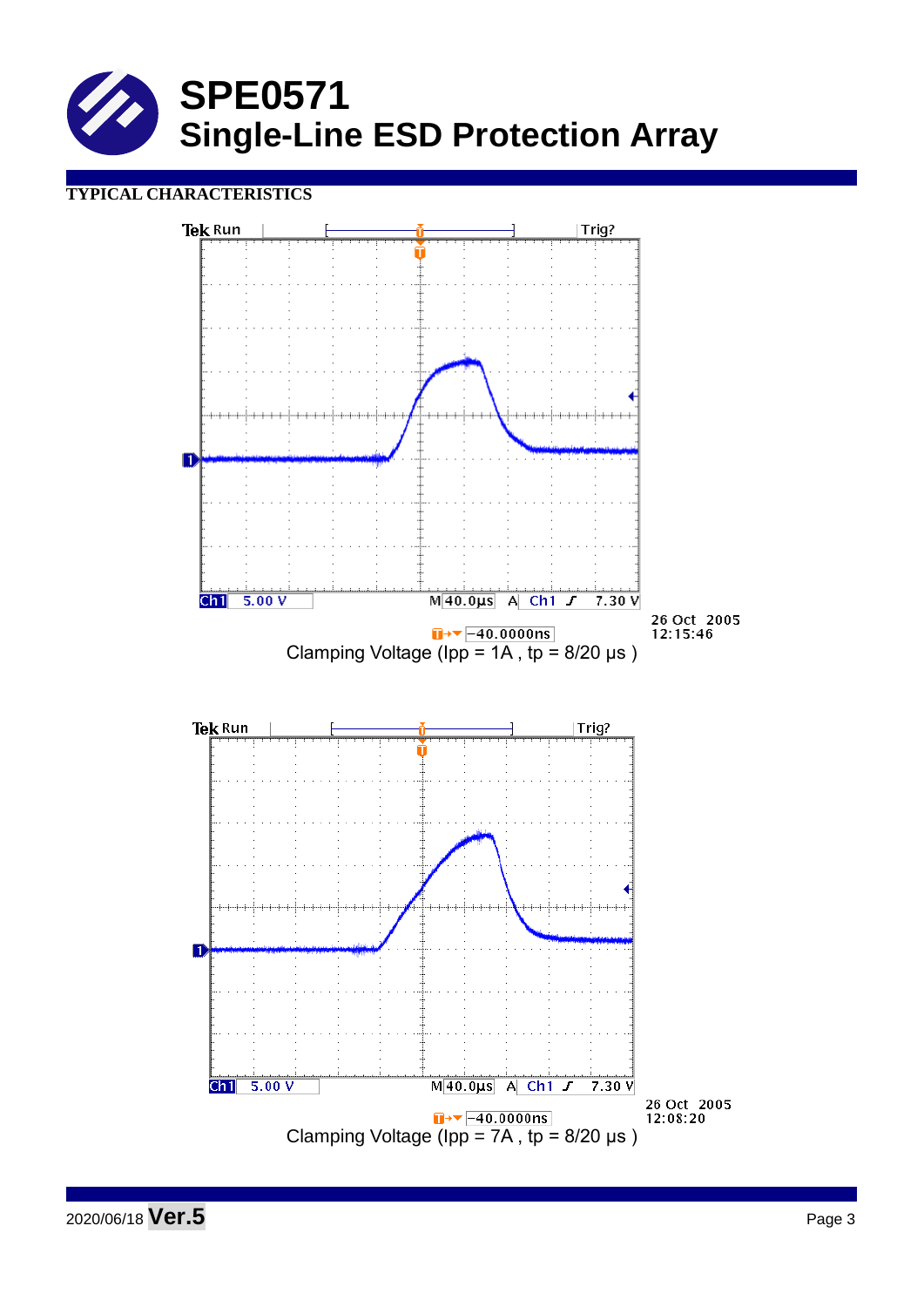# SPE0571
## Single-Line ESD Protection Array

**TYPICAL CHARACTERISTICS**

Clamping Voltage (Ipp = 1A , tp = 8/20 μs )

Clamping Voltage (Ipp = 7A , tp = 8/20 μs )

2020/06/18 **Ver.5**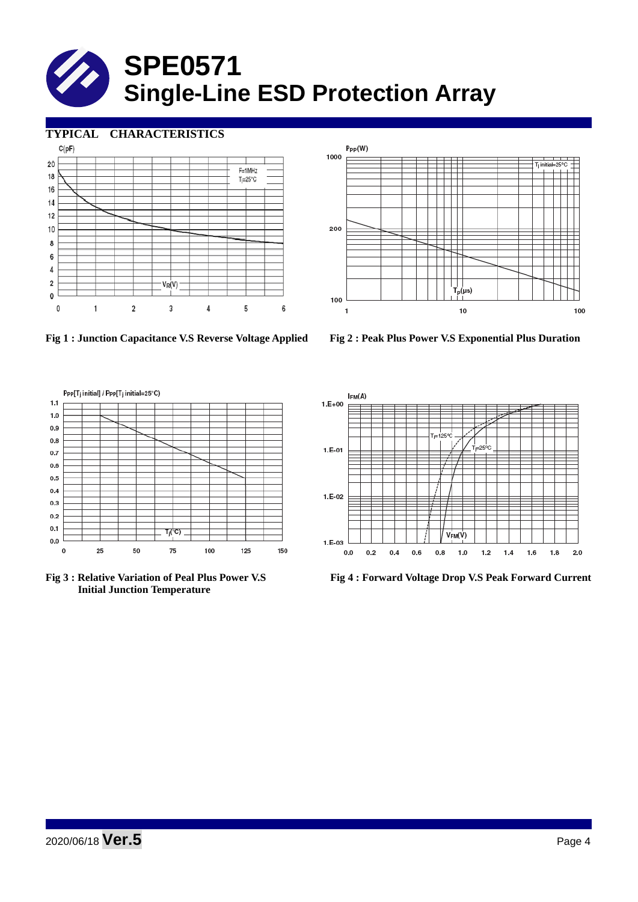# SPE0571
# Single-Line ESD Protection Array

## TYPICAL CHARACTERISTICS

Fig 1 : Junction Capacitance V.S Reverse Voltage Applied

Fig 2 : Peak Plus Power V.S Exponential Plus Duration

Fig 3 : Relative Variation of Peal Plus Power V.S Initial Junction Temperature

Fig 4 : Forward Voltage Drop V.S Peak Forward Current

2020/06/18 **Ver.5**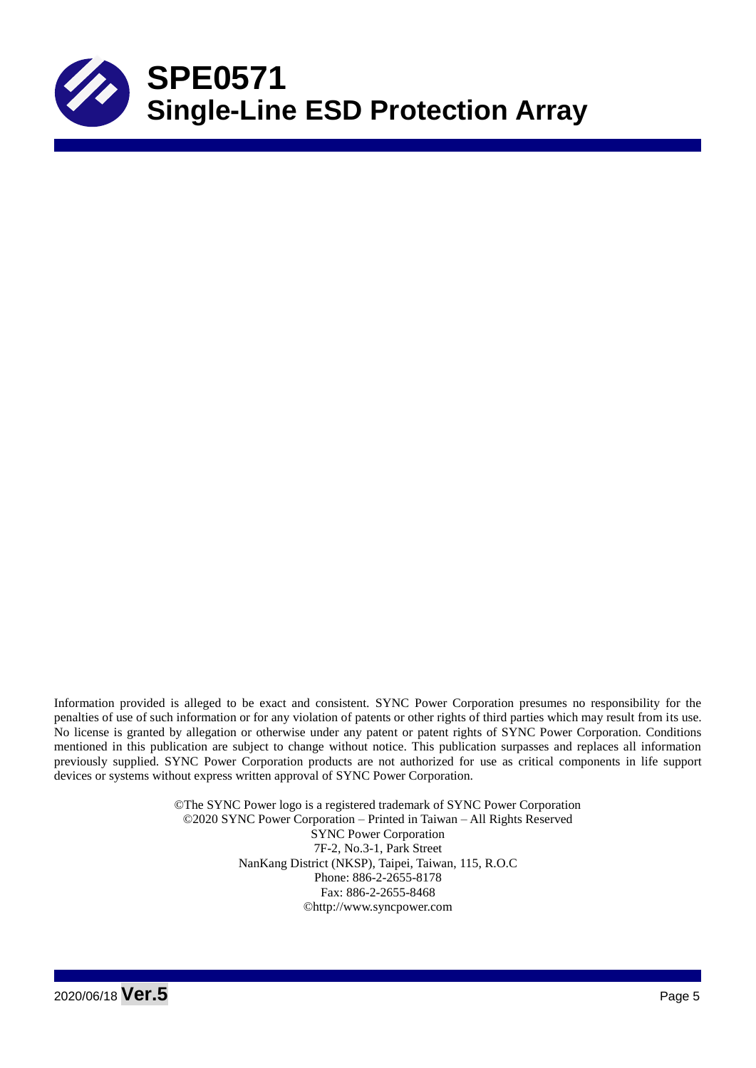Information provided is alleged to be exact and consistent. SYNC Power Corporation presumes no responsibility for the penalties of use of such information or for any violation of patents or other rights of third parties which may result from its use. No license is granted by allegation or otherwise under any patent or patent rights of SYNC Power Corporation. Conditions mentioned in this publication are subject to change without notice. This publication surpasses and replaces all information previously supplied. SYNC Power Corporation products are not authorized for use as critical components in life support devices or systems without express written approval of SYNC Power Corporation.

©The SYNC Power logo is a registered trademark of SYNC Power Corporation  
©2020 SYNC Power Corporation – Printed in Taiwan – All Rights Reserved  
SYNC Power Corporation  
7F-2, No.3-1, Park Street  
NanKang District (NKSP), Taipei, Taiwan, 115, R.O.C  
Phone: 886-2-2655-8178  
Fax: 886-2-2655-8468  
©http://www.syncpower.com